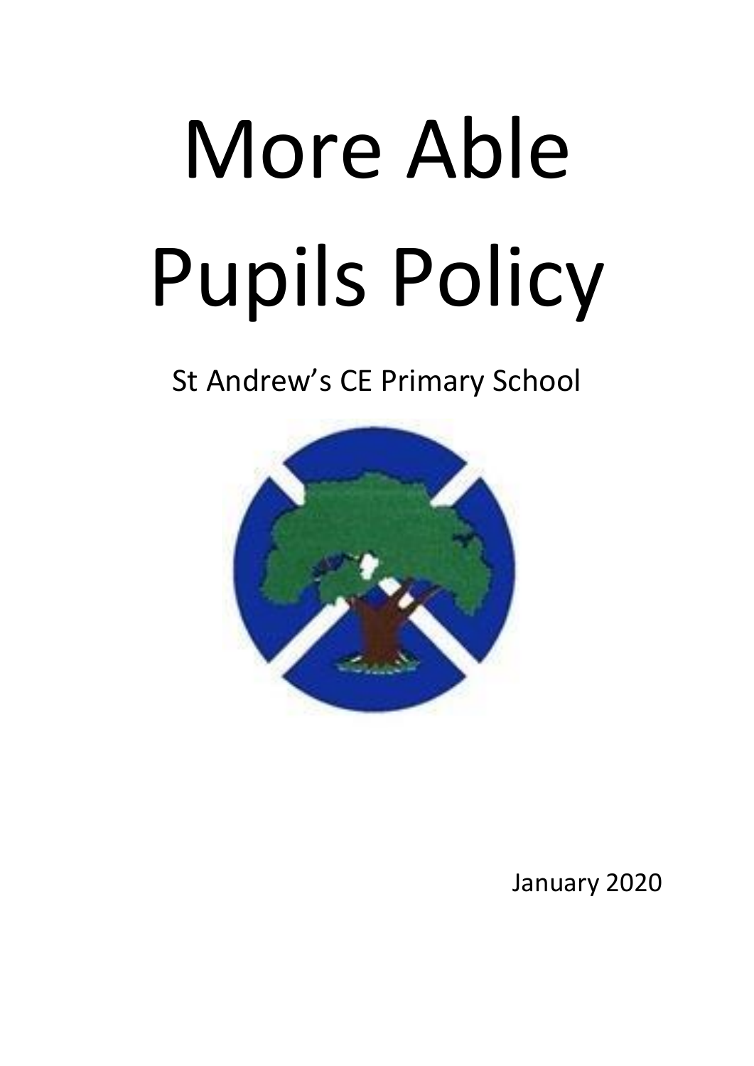# More Able Pupils Policy

St Andrew's CE Primary School

January 2020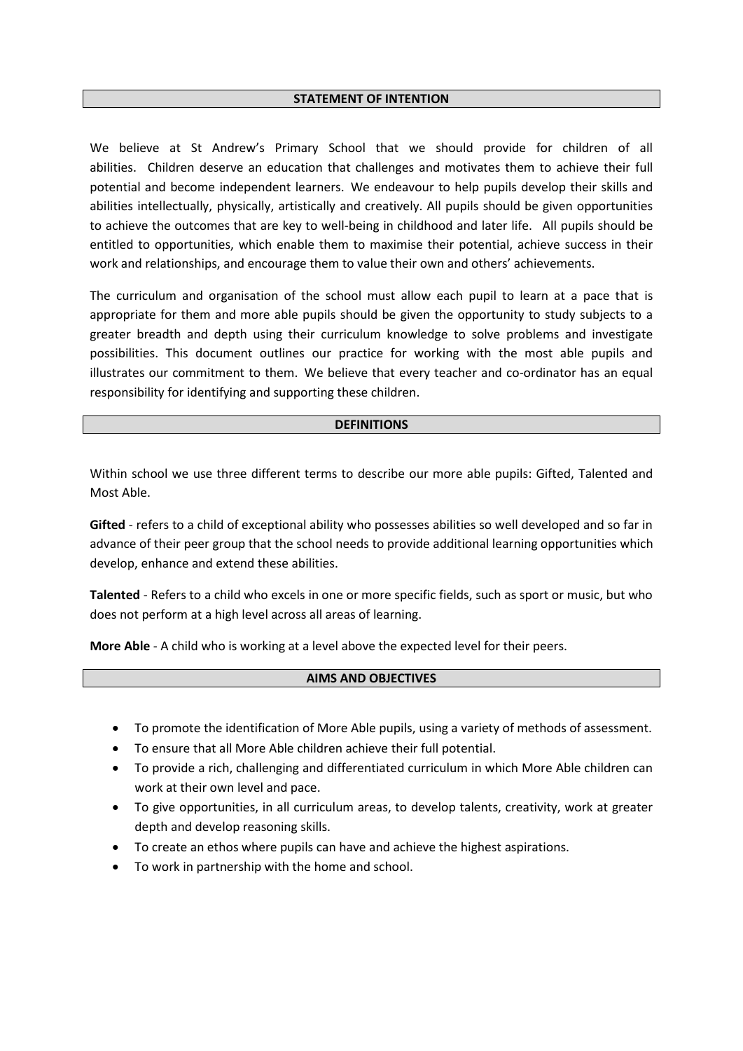## STATEMENT OF INTENTION

We believe at St Andrew's Primary School that we should provide for children of all abilities. Children deserve an education that challenges and motivates them to achieve their full potential and become independent learners. We endeavour to help pupils develop their skills and abilities intellectually, physically, artistically and creatively. All pupils should be given opportunities to achieve the outcomes that are key to well-being in childhood and later life. All pupils should be entitled to opportunities, which enable them to maximise their potential, achieve success in their work and relationships, and encourage them to value their own and others' achievements.

The curriculum and organisation of the school must allow each pupil to learn at a pace that is appropriate for them and more able pupils should be given the opportunity to study subjects to a greater breadth and depth using their curriculum knowledge to solve problems and investigate possibilities. This document outlines our practice for working with the most able pupils and illustrates our commitment to them. We believe that every teacher and co-ordinator has an equal responsibility for identifying and supporting these children.

## DEFINITIONS

Within school we use three different terms to describe our more able pupils: Gifted, Talented and Most Able.

**Gifted** - refers to a child of exceptional ability who possesses abilities so well developed and so far in advance of their peer group that the school needs to provide additional learning opportunities which develop, enhance and extend these abilities.

**Talented** - Refers to a child who excels in one or more specific fields, such as sport or music, but who does not perform at a high level across all areas of learning.

**More Able** - A child who is working at a level above the expected level for their peers.

## AIMS AND OBJECTIVES

- To promote the identification of More Able pupils, using a variety of methods of assessment.
- To ensure that all More Able children achieve their full potential.
- To provide a rich, challenging and differentiated curriculum in which More Able children can work at their own level and pace.
- To give opportunities, in all curriculum areas, to develop talents, creativity, work at greater depth and develop reasoning skills.
- To create an ethos where pupils can have and achieve the highest aspirations.
- To work in partnership with the home and school.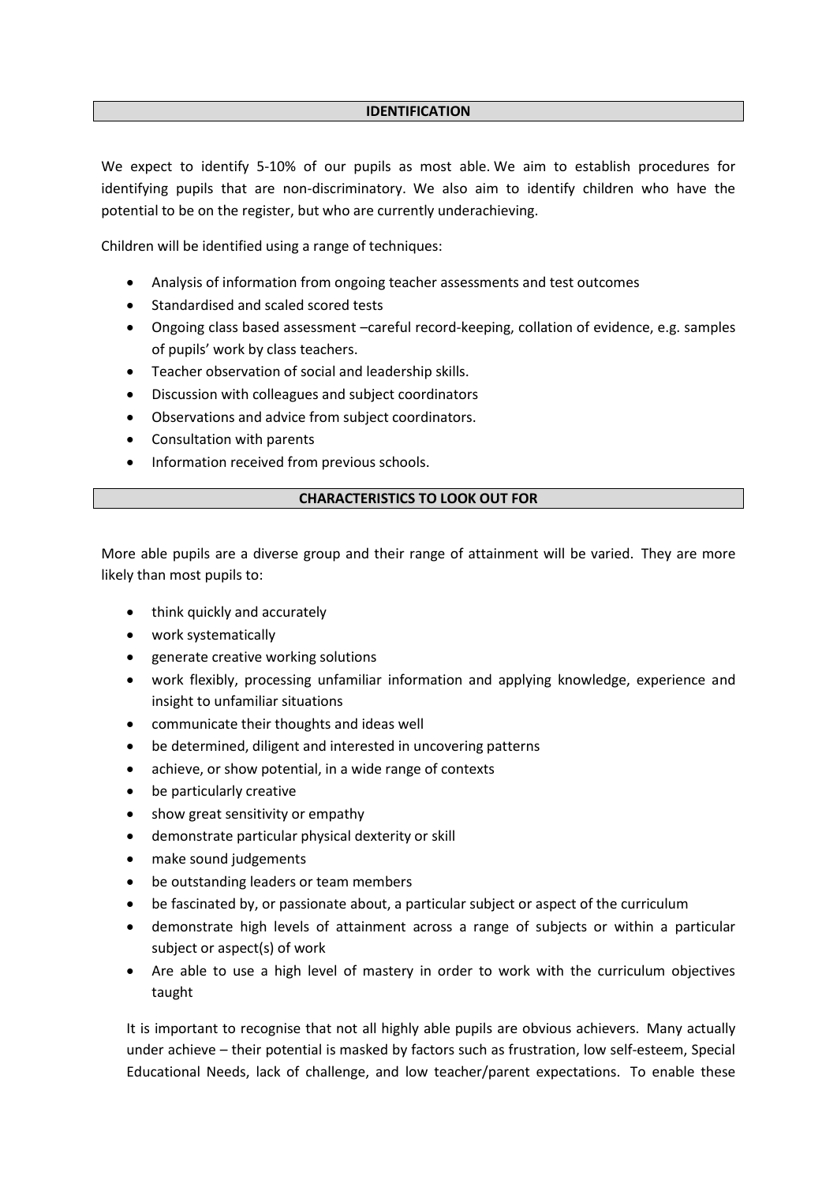## IDENTIFICATION

We expect to identify 5-10% of our pupils as most able. We aim to establish procedures for identifying pupils that are non-discriminatory. We also aim to identify children who have the potential to be on the register, but who are currently underachieving.

Children will be identified using a range of techniques:

- Analysis of information from ongoing teacher assessments and test outcomes
- Standardised and scaled scored tests
- Ongoing class based assessment –careful record-keeping, collation of evidence, e.g. samples of pupils' work by class teachers.
- Teacher observation of social and leadership skills.
- Discussion with colleagues and subject coordinators
- Observations and advice from subject coordinators.
- Consultation with parents
- Information received from previous schools.

## CHARACTERISTICS TO LOOK OUT FOR

More able pupils are a diverse group and their range of attainment will be varied. They are more likely than most pupils to:

- think quickly and accurately
- work systematically
- generate creative working solutions
- work flexibly, processing unfamiliar information and applying knowledge, experience and insight to unfamiliar situations
- communicate their thoughts and ideas well
- be determined, diligent and interested in uncovering patterns
- achieve, or show potential, in a wide range of contexts
- be particularly creative
- show great sensitivity or empathy
- demonstrate particular physical dexterity or skill
- make sound judgements
- be outstanding leaders or team members
- be fascinated by, or passionate about, a particular subject or aspect of the curriculum
- demonstrate high levels of attainment across a range of subjects or within a particular subject or aspect(s) of work
- Are able to use a high level of mastery in order to work with the curriculum objectives taught

It is important to recognise that not all highly able pupils are obvious achievers. Many actually under achieve – their potential is masked by factors such as frustration, low self-esteem, Special Educational Needs, lack of challenge, and low teacher/parent expectations. To enable these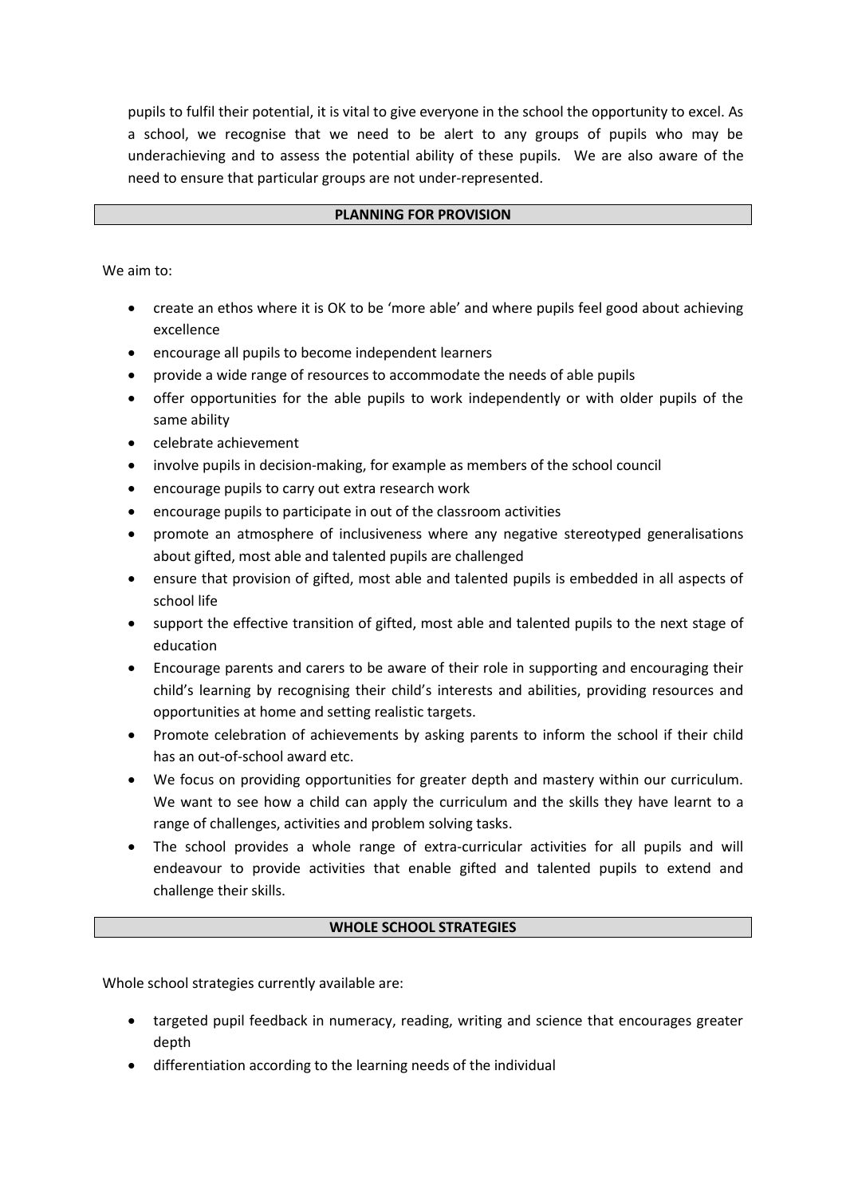pupils to fulfil their potential, it is vital to give everyone in the school the opportunity to excel. As a school, we recognise that we need to be alert to any groups of pupils who may be underachieving and to assess the potential ability of these pupils. We are also aware of the need to ensure that particular groups are not under-represented.

## PLANNING FOR PROVISION

We aim to:

- create an ethos where it is OK to be 'more able' and where pupils feel good about achieving excellence
- encourage all pupils to become independent learners
- provide a wide range of resources to accommodate the needs of able pupils
- offer opportunities for the able pupils to work independently or with older pupils of the same ability
- celebrate achievement
- involve pupils in decision-making, for example as members of the school council
- encourage pupils to carry out extra research work
- encourage pupils to participate in out of the classroom activities
- promote an atmosphere of inclusiveness where any negative stereotyped generalisations about gifted, most able and talented pupils are challenged
- ensure that provision of gifted, most able and talented pupils is embedded in all aspects of school life
- support the effective transition of gifted, most able and talented pupils to the next stage of education
- Encourage parents and carers to be aware of their role in supporting and encouraging their child's learning by recognising their child's interests and abilities, providing resources and opportunities at home and setting realistic targets.
- Promote celebration of achievements by asking parents to inform the school if their child has an out-of-school award etc.
- We focus on providing opportunities for greater depth and mastery within our curriculum. We want to see how a child can apply the curriculum and the skills they have learnt to a range of challenges, activities and problem solving tasks.
- The school provides a whole range of extra-curricular activities for all pupils and will endeavour to provide activities that enable gifted and talented pupils to extend and challenge their skills.

## WHOLE SCHOOL STRATEGIES

Whole school strategies currently available are:

- targeted pupil feedback in numeracy, reading, writing and science that encourages greater depth
- differentiation according to the learning needs of the individual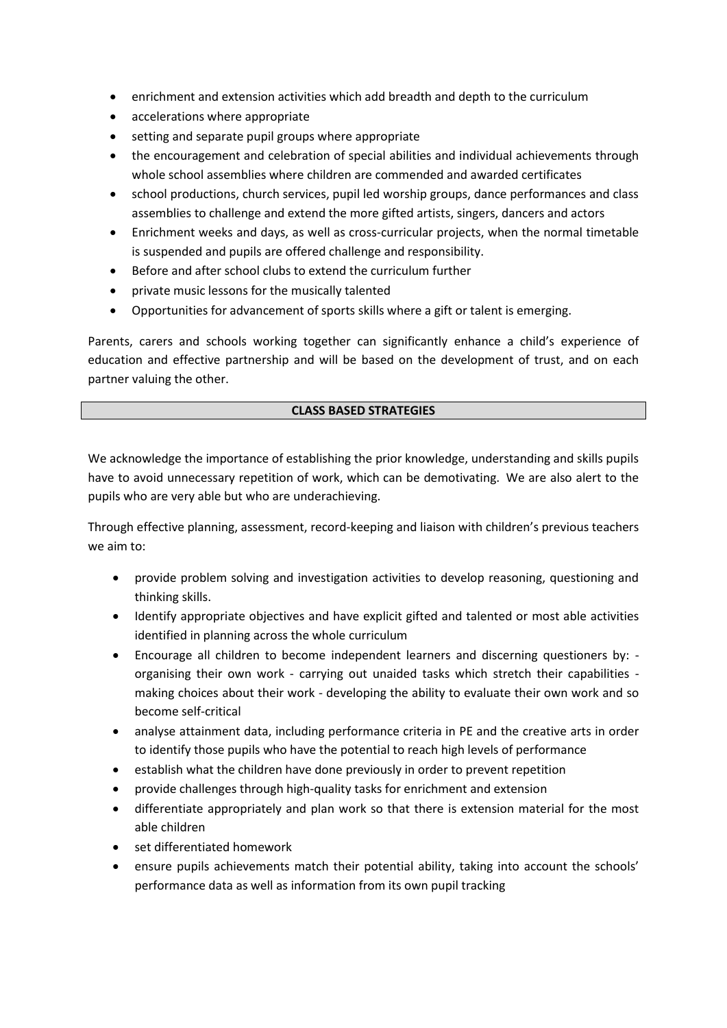- enrichment and extension activities which add breadth and depth to the curriculum
- accelerations where appropriate
- setting and separate pupil groups where appropriate
- the encouragement and celebration of special abilities and individual achievements through whole school assemblies where children are commended and awarded certificates
- school productions, church services, pupil led worship groups, dance performances and class assemblies to challenge and extend the more gifted artists, singers, dancers and actors
- Enrichment weeks and days, as well as cross-curricular projects, when the normal timetable is suspended and pupils are offered challenge and responsibility.
- Before and after school clubs to extend the curriculum further
- private music lessons for the musically talented
- Opportunities for advancement of sports skills where a gift or talent is emerging.

Parents, carers and schools working together can significantly enhance a child's experience of education and effective partnership and will be based on the development of trust, and on each partner valuing the other.

## CLASS BASED STRATEGIES

We acknowledge the importance of establishing the prior knowledge, understanding and skills pupils have to avoid unnecessary repetition of work, which can be demotivating. We are also alert to the pupils who are very able but who are underachieving.

Through effective planning, assessment, record-keeping and liaison with children's previous teachers we aim to:

- provide problem solving and investigation activities to develop reasoning, questioning and thinking skills.
- Identify appropriate objectives and have explicit gifted and talented or most able activities identified in planning across the whole curriculum
- Encourage all children to become independent learners and discerning questioners by: - organising their own work - carrying out unaided tasks which stretch their capabilities - making choices about their work - developing the ability to evaluate their own work and so become self-critical
- analyse attainment data, including performance criteria in PE and the creative arts in order to identify those pupils who have the potential to reach high levels of performance
- establish what the children have done previously in order to prevent repetition
- provide challenges through high-quality tasks for enrichment and extension
- differentiate appropriately and plan work so that there is extension material for the most able children
- set differentiated homework
- ensure pupils achievements match their potential ability, taking into account the schools' performance data as well as information from its own pupil tracking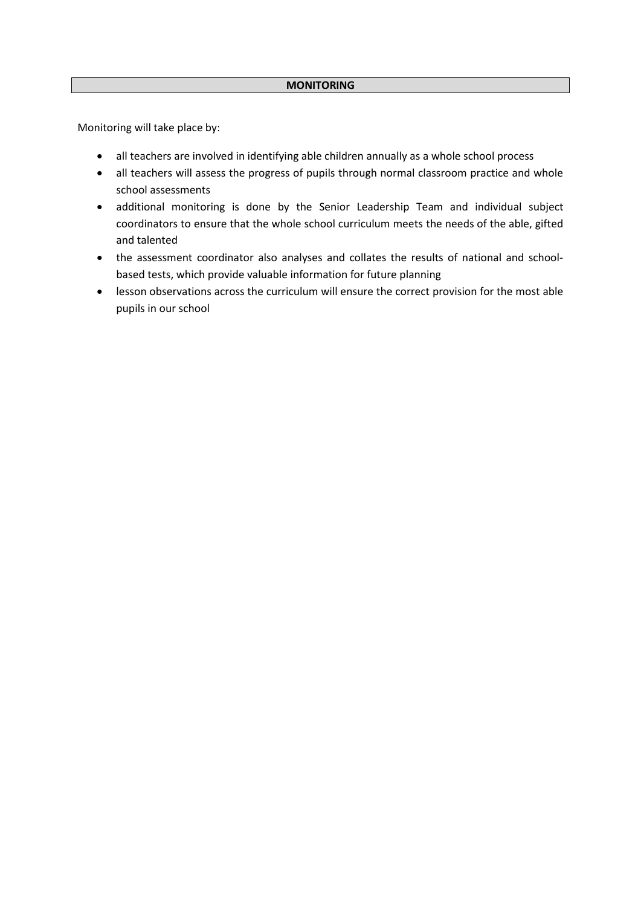## MONITORING

Monitoring will take place by:

- all teachers are involved in identifying able children annually as a whole school process
- all teachers will assess the progress of pupils through normal classroom practice and whole school assessments
- additional monitoring is done by the Senior Leadership Team and individual subject coordinators to ensure that the whole school curriculum meets the needs of the able, gifted and talented
- the assessment coordinator also analyses and collates the results of national and school-based tests, which provide valuable information for future planning
- lesson observations across the curriculum will ensure the correct provision for the most able pupils in our school